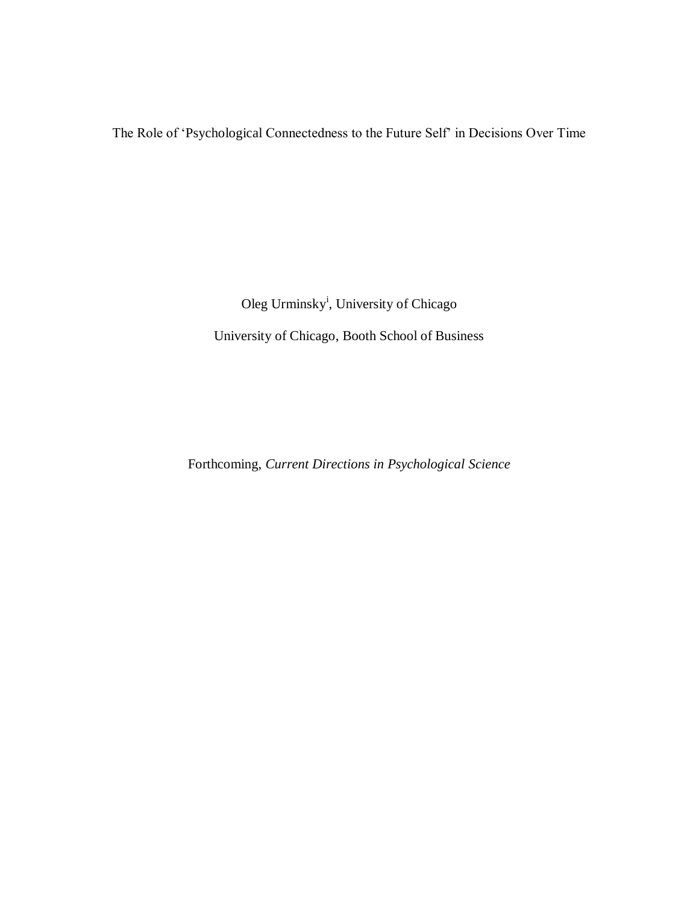# The Role of 'Psychological Connectedness to the Future Self' in Decisions Over Time

Oleg Urminsky[i], University of Chicago

University of Chicago, Booth School of Business

Forthcoming, *Current Directions in Psychological Science*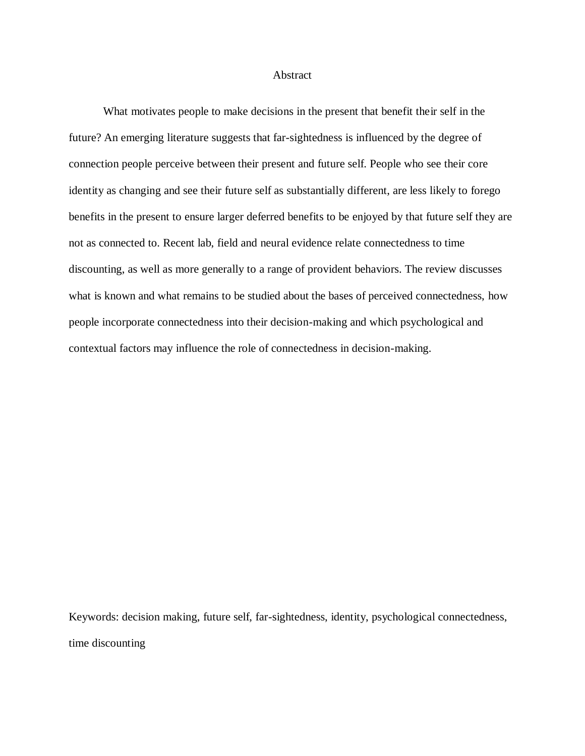# Abstract

What motivates people to make decisions in the present that benefit their self in the future? An emerging literature suggests that far-sightedness is influenced by the degree of connection people perceive between their present and future self. People who see their core identity as changing and see their future self as substantially different, are less likely to forego benefits in the present to ensure larger deferred benefits to be enjoyed by that future self they are not as connected to. Recent lab, field and neural evidence relate connectedness to time discounting, as well as more generally to a range of provident behaviors. The review discusses what is known and what remains to be studied about the bases of perceived connectedness, how people incorporate connectedness into their decision-making and which psychological and contextual factors may influence the role of connectedness in decision-making.

Keywords: decision making, future self, far-sightedness, identity, psychological connectedness, time discounting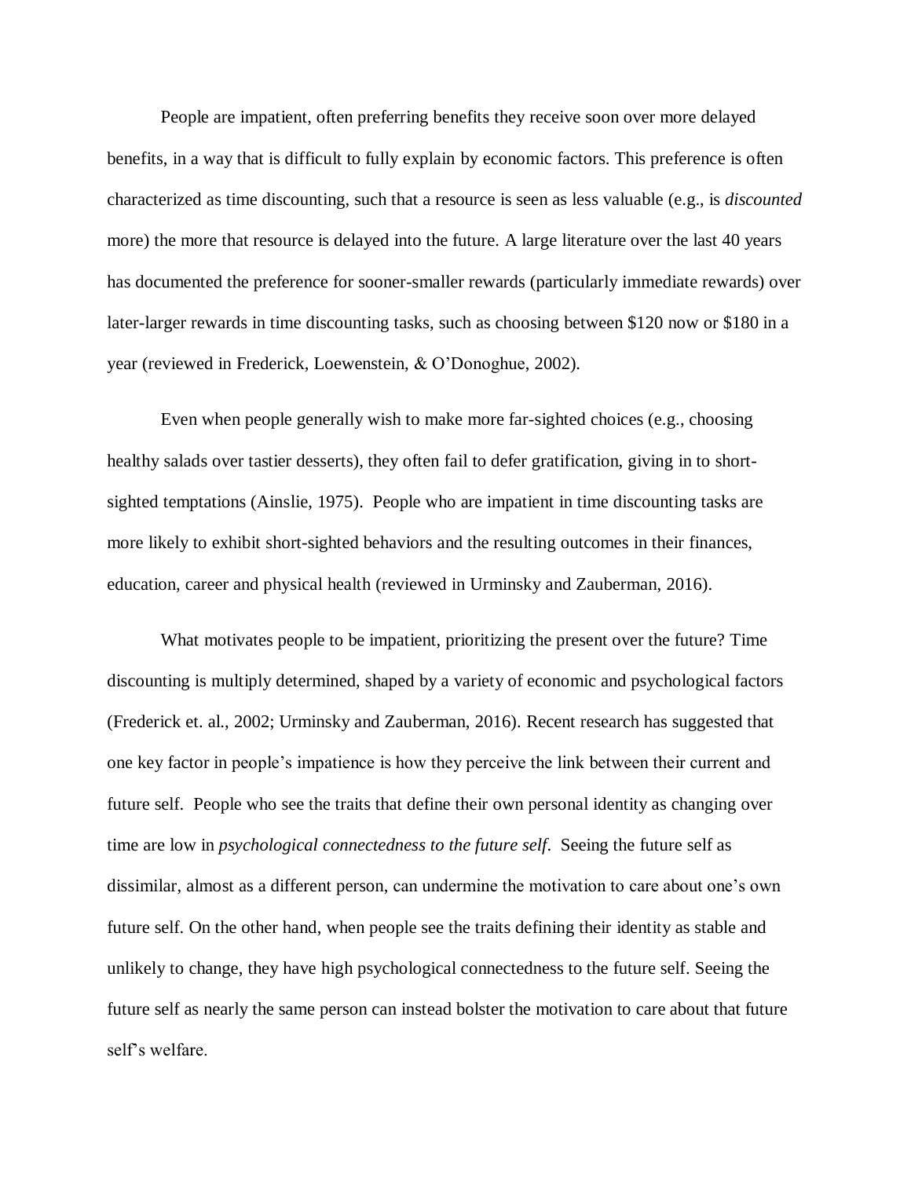People are impatient, often preferring benefits they receive soon over more delayed benefits, in a way that is difficult to fully explain by economic factors. This preference is often characterized as time discounting, such that a resource is seen as less valuable (e.g., is *discounted* more) the more that resource is delayed into the future. A large literature over the last 40 years has documented the preference for sooner-smaller rewards (particularly immediate rewards) over later-larger rewards in time discounting tasks, such as choosing between $120 now or $180 in a year (reviewed in Frederick, Loewenstein, & O'Donoghue, 2002).

Even when people generally wish to make more far-sighted choices (e.g., choosing healthy salads over tastier desserts), they often fail to defer gratification, giving in to short-sighted temptations (Ainslie, 1975). People who are impatient in time discounting tasks are more likely to exhibit short-sighted behaviors and the resulting outcomes in their finances, education, career and physical health (reviewed in Urminsky and Zauberman, 2016).

What motivates people to be impatient, prioritizing the present over the future? Time discounting is multiply determined, shaped by a variety of economic and psychological factors (Frederick et. al., 2002; Urminsky and Zauberman, 2016). Recent research has suggested that one key factor in people's impatience is how they perceive the link between their current and future self. People who see the traits that define their own personal identity as changing over time are low in *psychological connectedness to the future self*. Seeing the future self as dissimilar, almost as a different person, can undermine the motivation to care about one's own future self. On the other hand, when people see the traits defining their identity as stable and unlikely to change, they have high psychological connectedness to the future self. Seeing the future self as nearly the same person can instead bolster the motivation to care about that future self's welfare.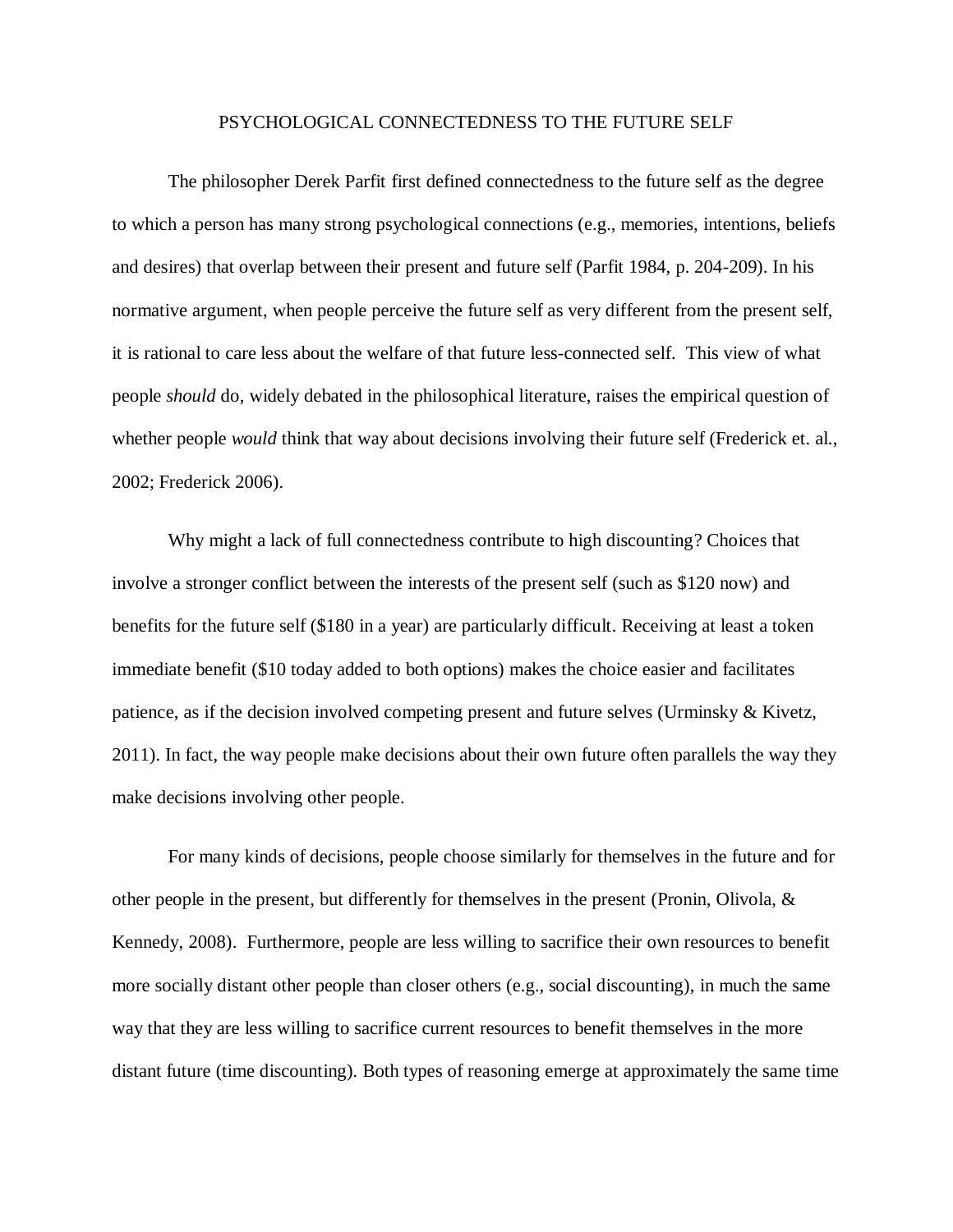# PSYCHOLOGICAL CONNECTEDNESS TO THE FUTURE SELF

The philosopher Derek Parfit first defined connectedness to the future self as the degree to which a person has many strong psychological connections (e.g., memories, intentions, beliefs and desires) that overlap between their present and future self (Parfit 1984, p. 204-209). In his normative argument, when people perceive the future self as very different from the present self, it is rational to care less about the welfare of that future less-connected self. This view of what people *should* do, widely debated in the philosophical literature, raises the empirical question of whether people *would* think that way about decisions involving their future self (Frederick et. al., 2002; Frederick 2006).

Why might a lack of full connectedness contribute to high discounting? Choices that involve a stronger conflict between the interests of the present self (such as $120 now) and benefits for the future self ($180 in a year) are particularly difficult. Receiving at least a token immediate benefit ($10 today added to both options) makes the choice easier and facilitates patience, as if the decision involved competing present and future selves (Urminsky & Kivetz, 2011). In fact, the way people make decisions about their own future often parallels the way they make decisions involving other people.

For many kinds of decisions, people choose similarly for themselves in the future and for other people in the present, but differently for themselves in the present (Pronin, Olivola, & Kennedy, 2008). Furthermore, people are less willing to sacrifice their own resources to benefit more socially distant other people than closer others (e.g., social discounting), in much the same way that they are less willing to sacrifice current resources to benefit themselves in the more distant future (time discounting). Both types of reasoning emerge at approximately the same time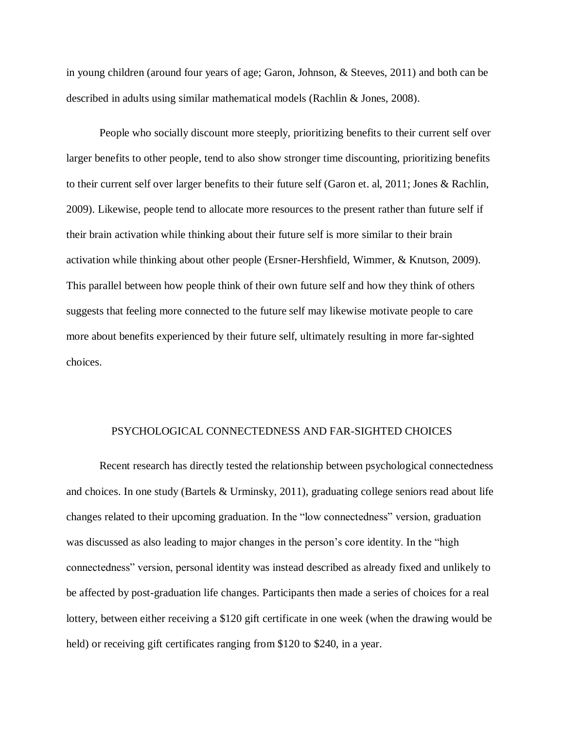in young children (around four years of age; Garon, Johnson, & Steeves, 2011) and both can be described in adults using similar mathematical models (Rachlin & Jones, 2008).

People who socially discount more steeply, prioritizing benefits to their current self over larger benefits to other people, tend to also show stronger time discounting, prioritizing benefits to their current self over larger benefits to their future self (Garon et. al, 2011; Jones & Rachlin, 2009). Likewise, people tend to allocate more resources to the present rather than future self if their brain activation while thinking about their future self is more similar to their brain activation while thinking about other people (Ersner-Hershfield, Wimmer, & Knutson, 2009). This parallel between how people think of their own future self and how they think of others suggests that feeling more connected to the future self may likewise motivate people to care more about benefits experienced by their future self, ultimately resulting in more far-sighted choices.

## PSYCHOLOGICAL CONNECTEDNESS AND FAR-SIGHTED CHOICES

Recent research has directly tested the relationship between psychological connectedness and choices. In one study (Bartels & Urminsky, 2011), graduating college seniors read about life changes related to their upcoming graduation. In the "low connectedness" version, graduation was discussed as also leading to major changes in the person's core identity. In the "high connectedness" version, personal identity was instead described as already fixed and unlikely to be affected by post-graduation life changes. Participants then made a series of choices for a real lottery, between either receiving a $120 gift certificate in one week (when the drawing would be held) or receiving gift certificates ranging from $120 to $240, in a year.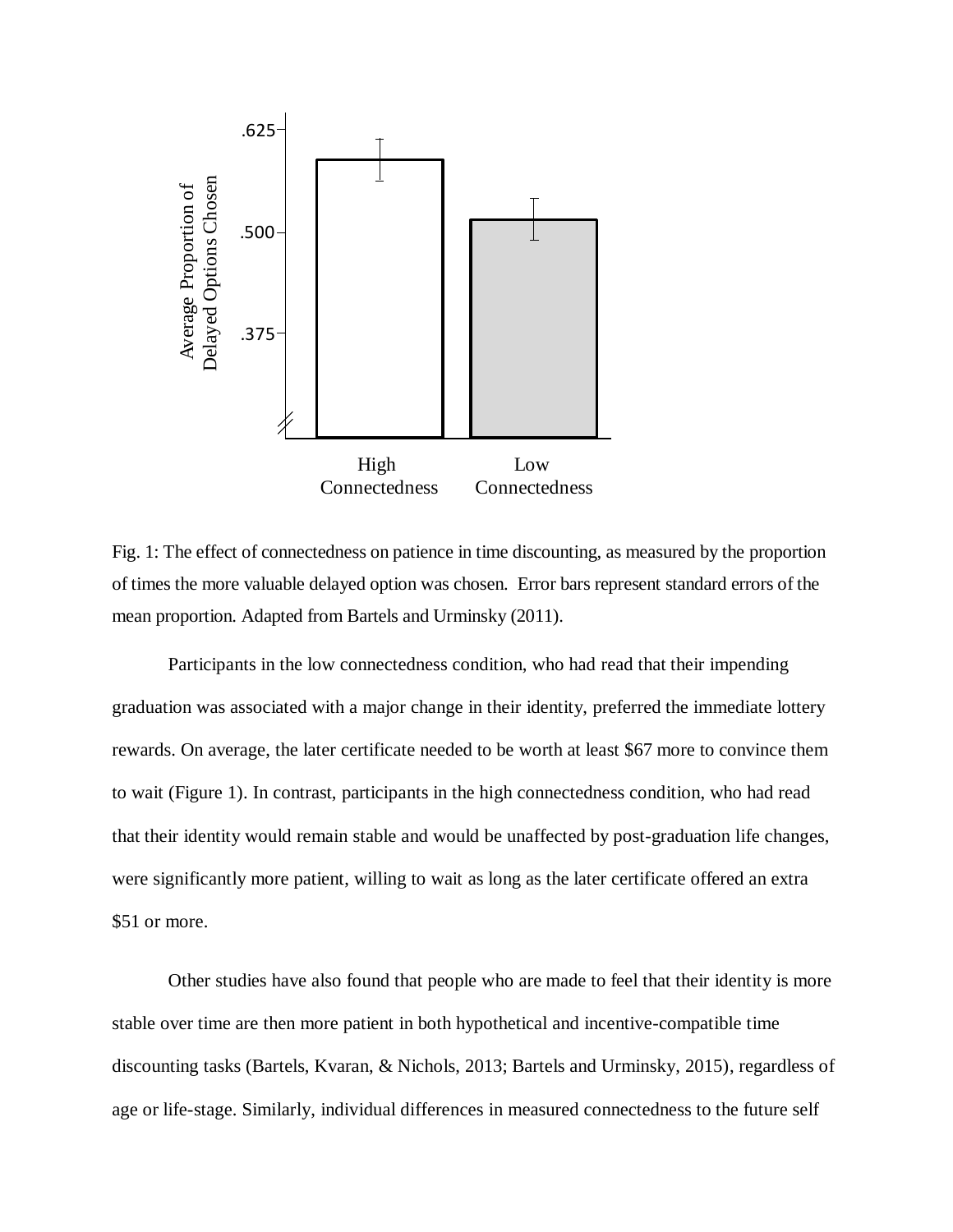Fig. 1: The effect of connectedness on patience in time discounting, as measured by the proportion of times the more valuable delayed option was chosen. Error bars represent standard errors of the mean proportion. Adapted from Bartels and Urminsky (2011).

Participants in the low connectedness condition, who had read that their impending graduation was associated with a major change in their identity, preferred the immediate lottery rewards. On average, the later certificate needed to be worth at least $67 more to convince them to wait (Figure 1). In contrast, participants in the high connectedness condition, who had read that their identity would remain stable and would be unaffected by post-graduation life changes, were significantly more patient, willing to wait as long as the later certificate offered an extra $51 or more.

Other studies have also found that people who are made to feel that their identity is more stable over time are then more patient in both hypothetical and incentive-compatible time discounting tasks (Bartels, Kvaran, & Nichols, 2013; Bartels and Urminsky, 2015), regardless of age or life-stage. Similarly, individual differences in measured connectedness to the future self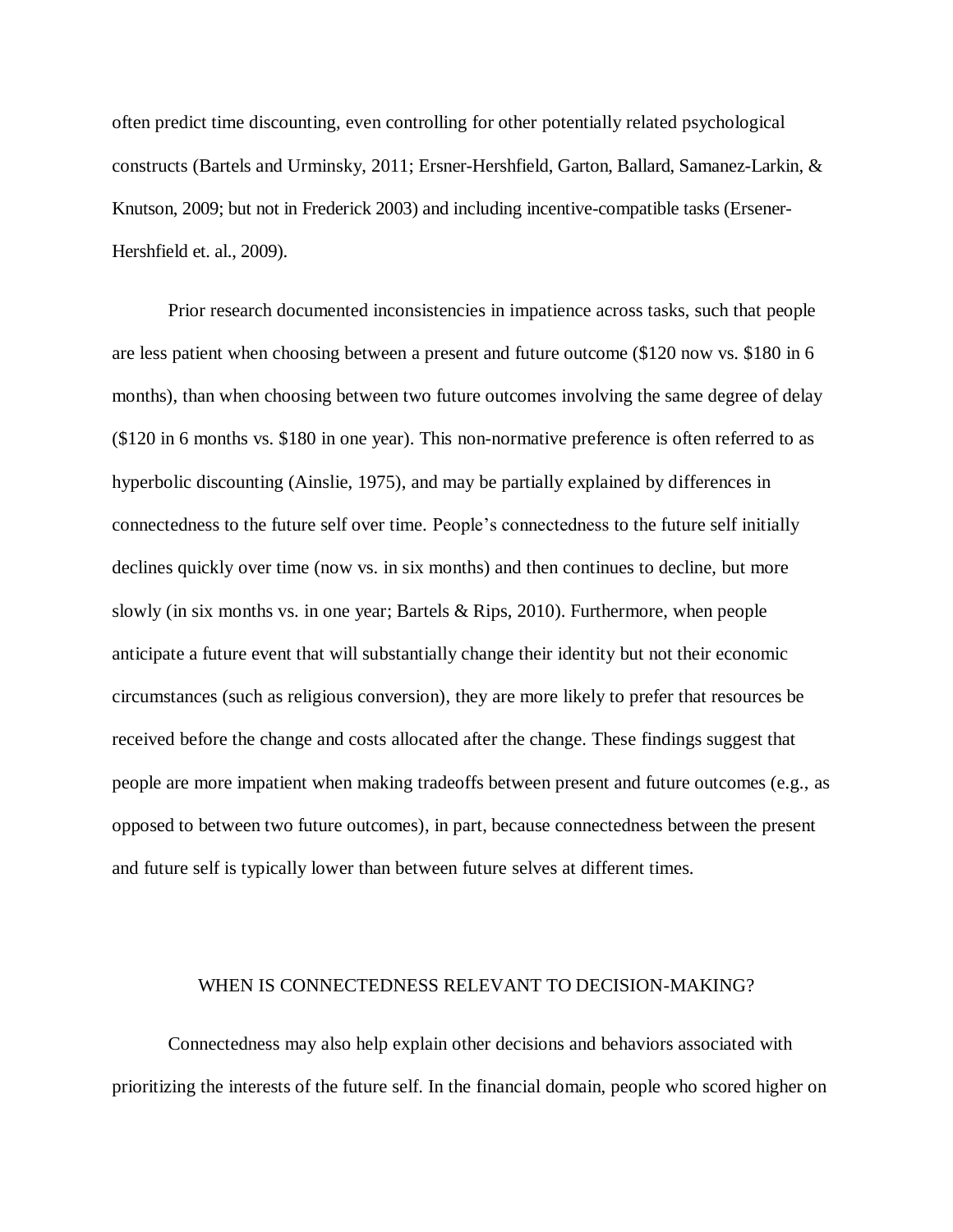often predict time discounting, even controlling for other potentially related psychological constructs (Bartels and Urminsky, 2011; Ersner-Hershfield, Garton, Ballard, Samanez-Larkin, & Knutson, 2009; but not in Frederick 2003) and including incentive-compatible tasks (Ersener-Hershfield et. al., 2009).

Prior research documented inconsistencies in impatience across tasks, such that people are less patient when choosing between a present and future outcome ($120 now vs. $180 in 6 months), than when choosing between two future outcomes involving the same degree of delay ($120 in 6 months vs. $180 in one year). This non-normative preference is often referred to as hyperbolic discounting (Ainslie, 1975), and may be partially explained by differences in connectedness to the future self over time. People's connectedness to the future self initially declines quickly over time (now vs. in six months) and then continues to decline, but more slowly (in six months vs. in one year; Bartels & Rips, 2010). Furthermore, when people anticipate a future event that will substantially change their identity but not their economic circumstances (such as religious conversion), they are more likely to prefer that resources be received before the change and costs allocated after the change. These findings suggest that people are more impatient when making tradeoffs between present and future outcomes (e.g., as opposed to between two future outcomes), in part, because connectedness between the present and future self is typically lower than between future selves at different times.

## WHEN IS CONNECTEDNESS RELEVANT TO DECISION-MAKING?

Connectedness may also help explain other decisions and behaviors associated with prioritizing the interests of the future self. In the financial domain, people who scored higher on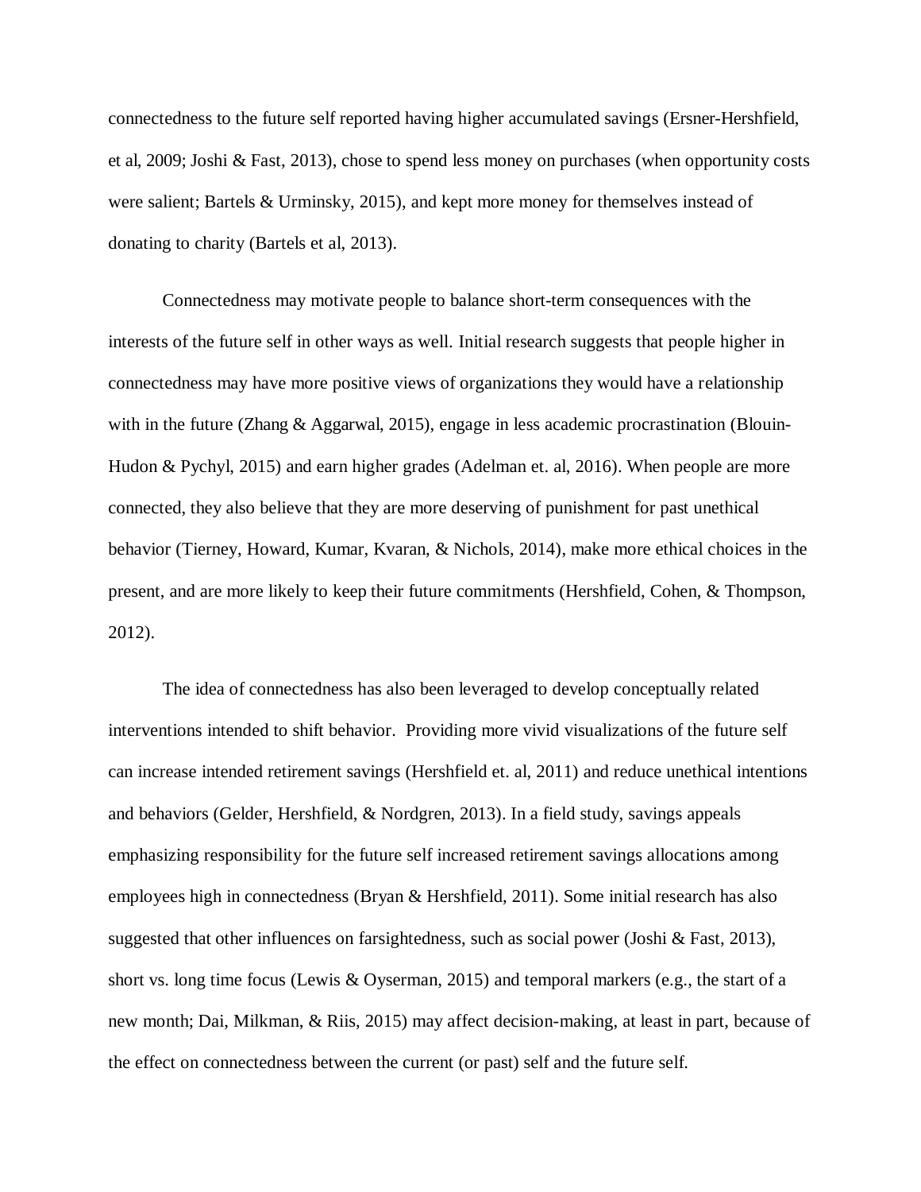connectedness to the future self reported having higher accumulated savings (Ersner-Hershfield, et al, 2009; Joshi & Fast, 2013), chose to spend less money on purchases (when opportunity costs were salient; Bartels & Urminsky, 2015), and kept more money for themselves instead of donating to charity (Bartels et al, 2013).

Connectedness may motivate people to balance short-term consequences with the interests of the future self in other ways as well. Initial research suggests that people higher in connectedness may have more positive views of organizations they would have a relationship with in the future (Zhang & Aggarwal, 2015), engage in less academic procrastination (Blouin-Hudon & Pychyl, 2015) and earn higher grades (Adelman et. al, 2016). When people are more connected, they also believe that they are more deserving of punishment for past unethical behavior (Tierney, Howard, Kumar, Kvaran, & Nichols, 2014), make more ethical choices in the present, and are more likely to keep their future commitments (Hershfield, Cohen, & Thompson, 2012).

The idea of connectedness has also been leveraged to develop conceptually related interventions intended to shift behavior. Providing more vivid visualizations of the future self can increase intended retirement savings (Hershfield et. al, 2011) and reduce unethical intentions and behaviors (Gelder, Hershfield, & Nordgren, 2013). In a field study, savings appeals emphasizing responsibility for the future self increased retirement savings allocations among employees high in connectedness (Bryan & Hershfield, 2011). Some initial research has also suggested that other influences on farsightedness, such as social power (Joshi & Fast, 2013), short vs. long time focus (Lewis & Oyserman, 2015) and temporal markers (e.g., the start of a new month; Dai, Milkman, & Riis, 2015) may affect decision-making, at least in part, because of the effect on connectedness between the current (or past) self and the future self.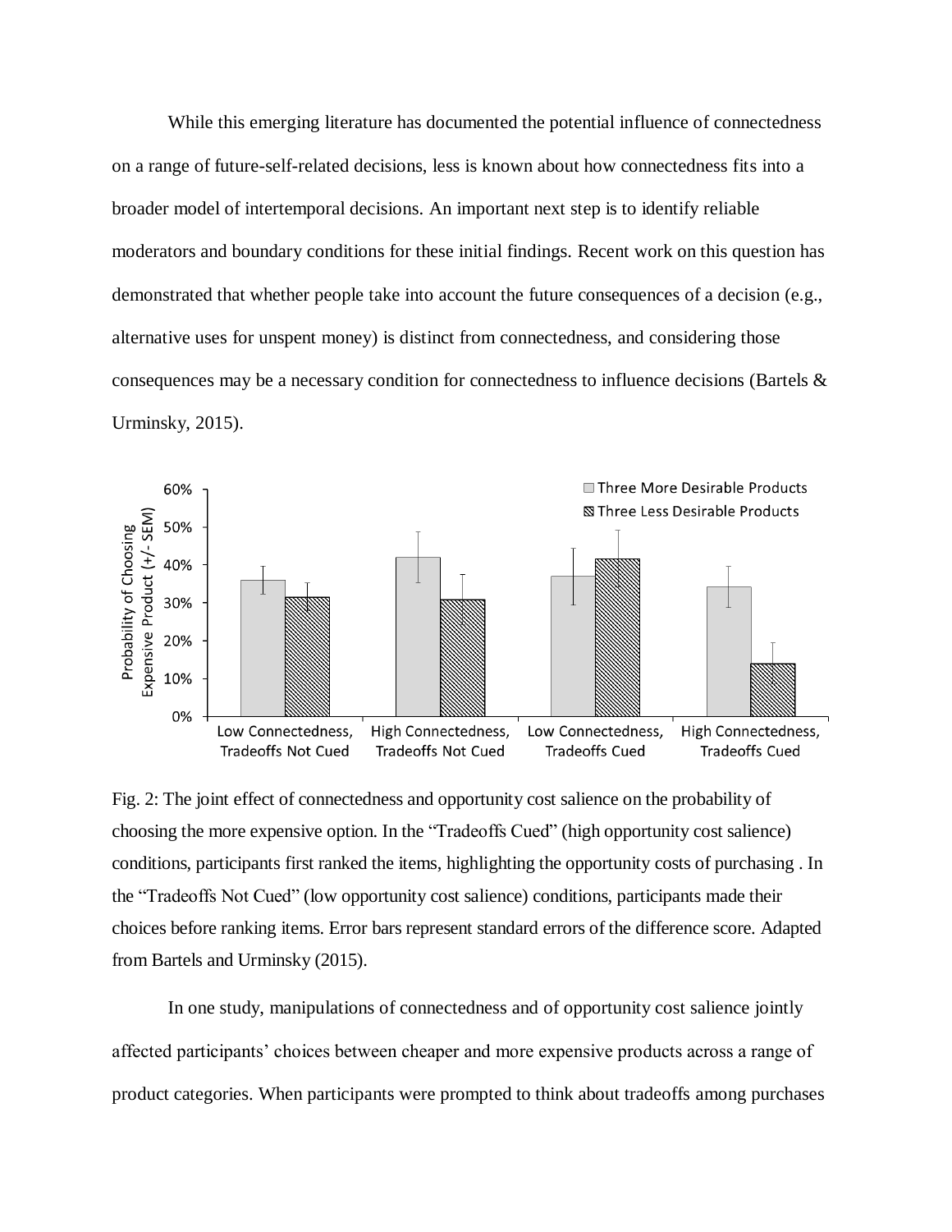While this emerging literature has documented the potential influence of connectedness on a range of future-self-related decisions, less is known about how connectedness fits into a broader model of intertemporal decisions. An important next step is to identify reliable moderators and boundary conditions for these initial findings. Recent work on this question has demonstrated that whether people take into account the future consequences of a decision (e.g., alternative uses for unspent money) is distinct from connectedness, and considering those consequences may be a necessary condition for connectedness to influence decisions (Bartels & Urminsky, 2015).

Fig. 2: The joint effect of connectedness and opportunity cost salience on the probability of choosing the more expensive option. In the "Tradeoffs Cued" (high opportunity cost salience) conditions, participants first ranked the items, highlighting the opportunity costs of purchasing . In the "Tradeoffs Not Cued" (low opportunity cost salience) conditions, participants made their choices before ranking items. Error bars represent standard errors of the difference score. Adapted from Bartels and Urminsky (2015).

In one study, manipulations of connectedness and of opportunity cost salience jointly affected participants' choices between cheaper and more expensive products across a range of product categories. When participants were prompted to think about tradeoffs among purchases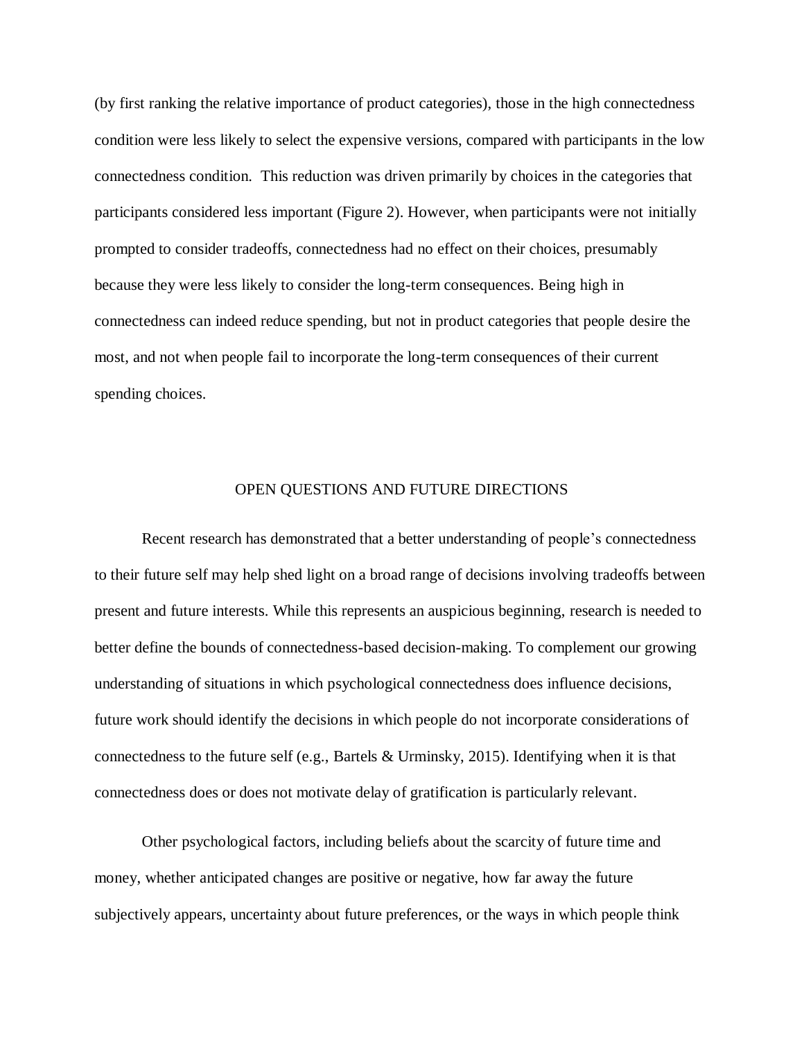(by first ranking the relative importance of product categories), those in the high connectedness condition were less likely to select the expensive versions, compared with participants in the low connectedness condition. This reduction was driven primarily by choices in the categories that participants considered less important (Figure 2). However, when participants were not initially prompted to consider tradeoffs, connectedness had no effect on their choices, presumably because they were less likely to consider the long-term consequences. Being high in connectedness can indeed reduce spending, but not in product categories that people desire the most, and not when people fail to incorporate the long-term consequences of their current spending choices.

## OPEN QUESTIONS AND FUTURE DIRECTIONS

Recent research has demonstrated that a better understanding of people's connectedness to their future self may help shed light on a broad range of decisions involving tradeoffs between present and future interests. While this represents an auspicious beginning, research is needed to better define the bounds of connectedness-based decision-making. To complement our growing understanding of situations in which psychological connectedness does influence decisions, future work should identify the decisions in which people do not incorporate considerations of connectedness to the future self (e.g., Bartels & Urminsky, 2015). Identifying when it is that connectedness does or does not motivate delay of gratification is particularly relevant.

Other psychological factors, including beliefs about the scarcity of future time and money, whether anticipated changes are positive or negative, how far away the future subjectively appears, uncertainty about future preferences, or the ways in which people think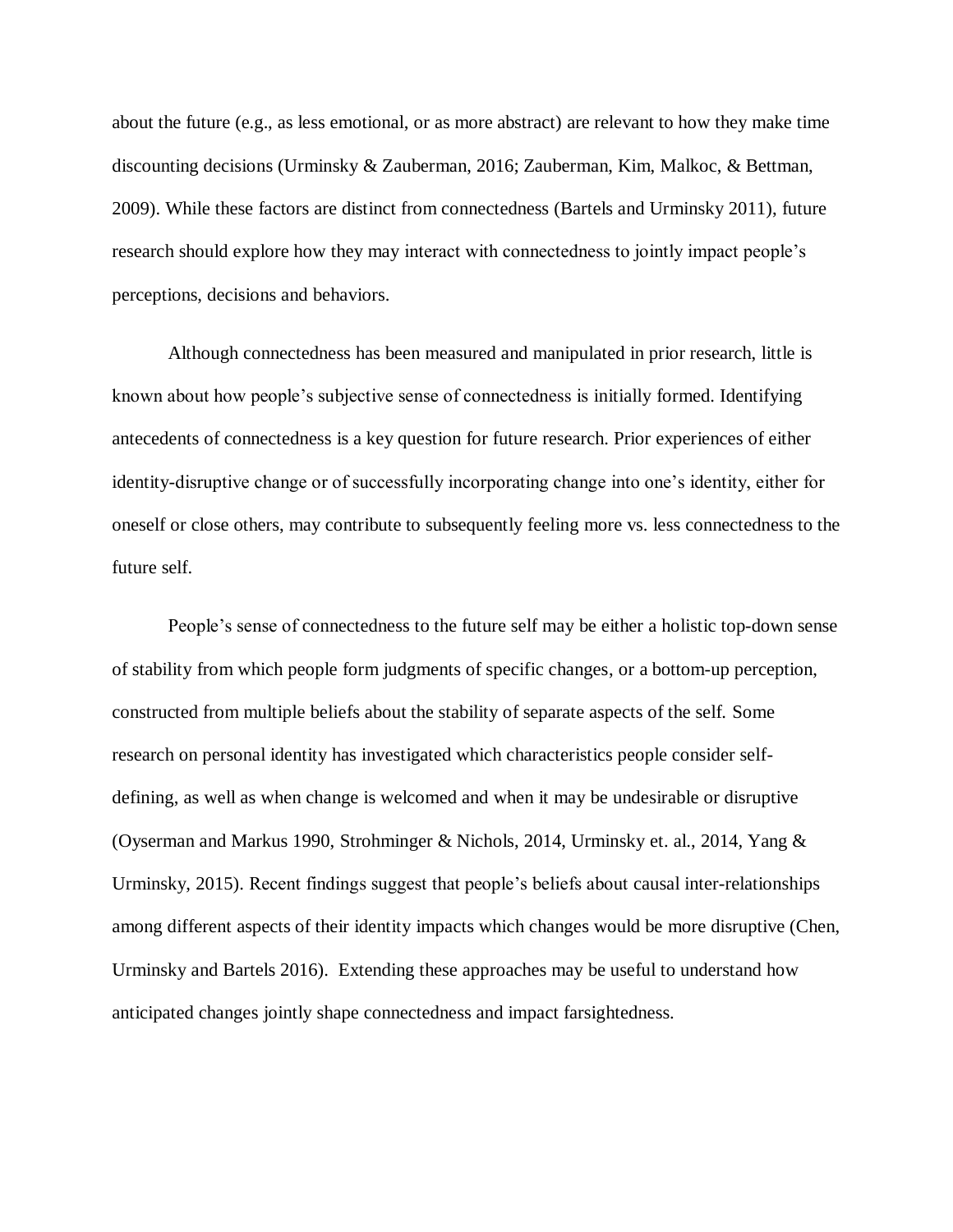about the future (e.g., as less emotional, or as more abstract) are relevant to how they make time discounting decisions (Urminsky & Zauberman, 2016; Zauberman, Kim, Malkoc, & Bettman, 2009). While these factors are distinct from connectedness (Bartels and Urminsky 2011), future research should explore how they may interact with connectedness to jointly impact people's perceptions, decisions and behaviors.

Although connectedness has been measured and manipulated in prior research, little is known about how people's subjective sense of connectedness is initially formed. Identifying antecedents of connectedness is a key question for future research. Prior experiences of either identity-disruptive change or of successfully incorporating change into one's identity, either for oneself or close others, may contribute to subsequently feeling more vs. less connectedness to the future self.

People's sense of connectedness to the future self may be either a holistic top-down sense of stability from which people form judgments of specific changes, or a bottom-up perception, constructed from multiple beliefs about the stability of separate aspects of the self. Some research on personal identity has investigated which characteristics people consider self-defining, as well as when change is welcomed and when it may be undesirable or disruptive (Oyserman and Markus 1990, Strohminger & Nichols, 2014, Urminsky et. al., 2014, Yang & Urminsky, 2015). Recent findings suggest that people's beliefs about causal inter-relationships among different aspects of their identity impacts which changes would be more disruptive (Chen, Urminsky and Bartels 2016). Extending these approaches may be useful to understand how anticipated changes jointly shape connectedness and impact farsightedness.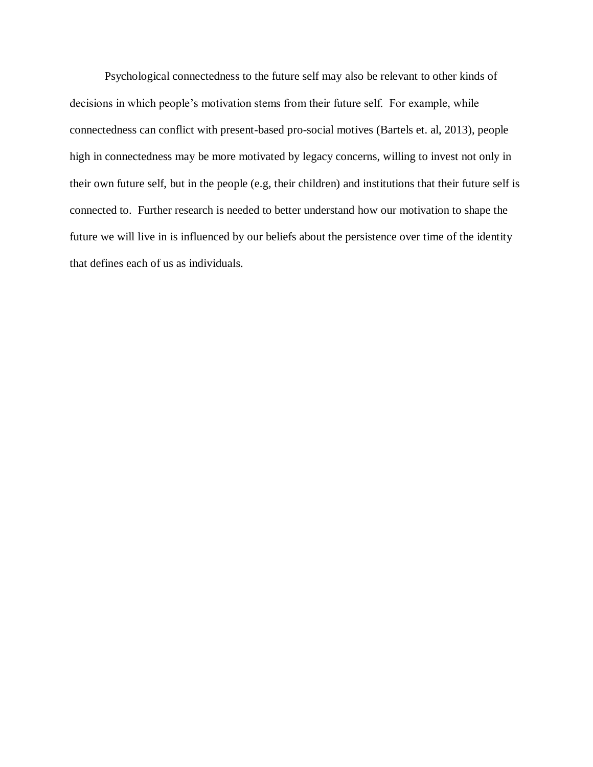Psychological connectedness to the future self may also be relevant to other kinds of decisions in which people's motivation stems from their future self. For example, while connectedness can conflict with present-based pro-social motives (Bartels et. al, 2013), people high in connectedness may be more motivated by legacy concerns, willing to invest not only in their own future self, but in the people (e.g, their children) and institutions that their future self is connected to. Further research is needed to better understand how our motivation to shape the future we will live in is influenced by our beliefs about the persistence over time of the identity that defines each of us as individuals.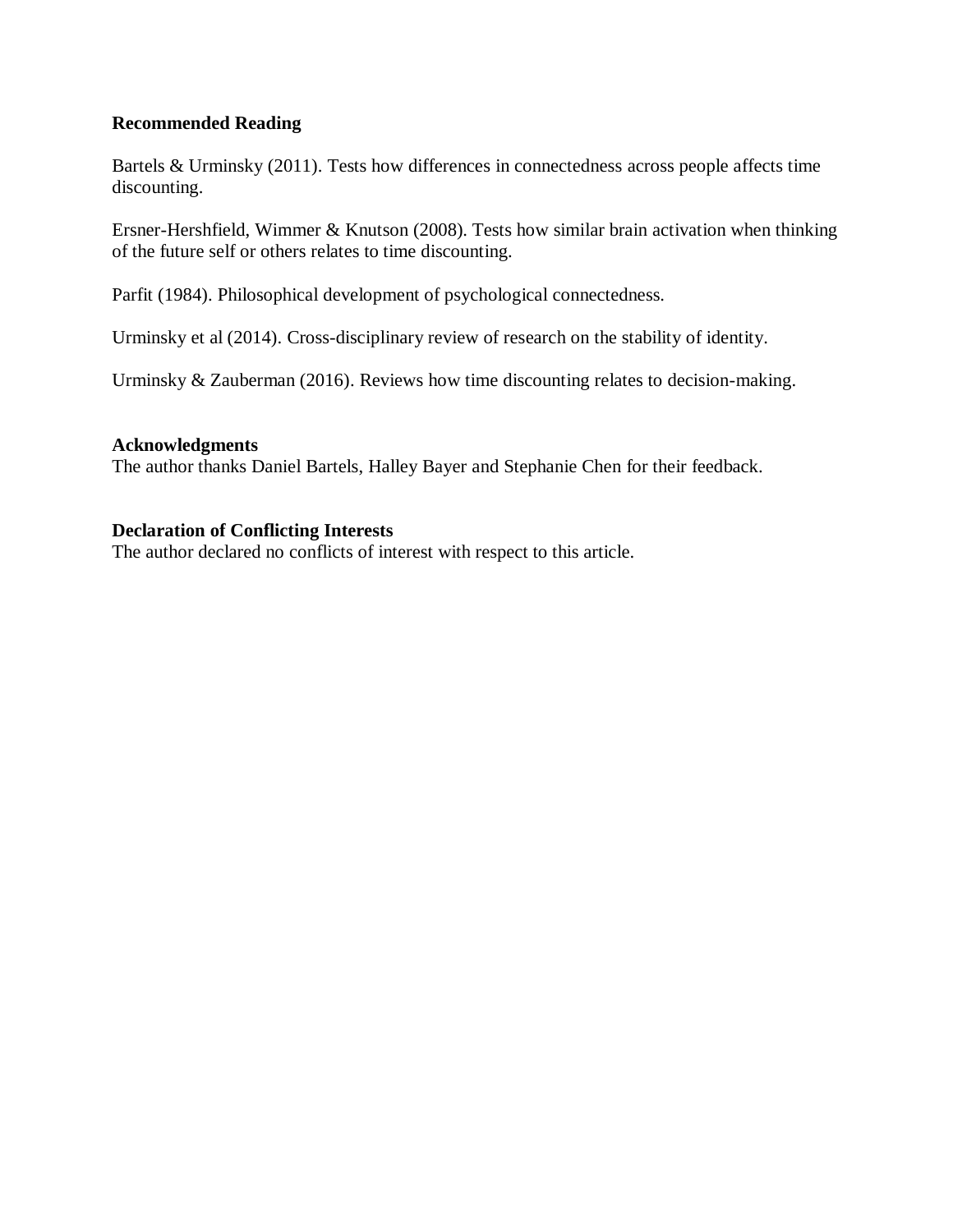**Recommended Reading**

Bartels & Urminsky (2011). Tests how differences in connectedness across people affects time discounting.

Ersner-Hershfield, Wimmer & Knutson (2008). Tests how similar brain activation when thinking of the future self or others relates to time discounting.

Parfit (1984). Philosophical development of psychological connectedness.

Urminsky et al (2014). Cross-disciplinary review of research on the stability of identity.

Urminsky & Zauberman (2016). Reviews how time discounting relates to decision-making.

**Acknowledgments**

The author thanks Daniel Bartels, Halley Bayer and Stephanie Chen for their feedback.

**Declaration of Conflicting Interests**

The author declared no conflicts of interest with respect to this article.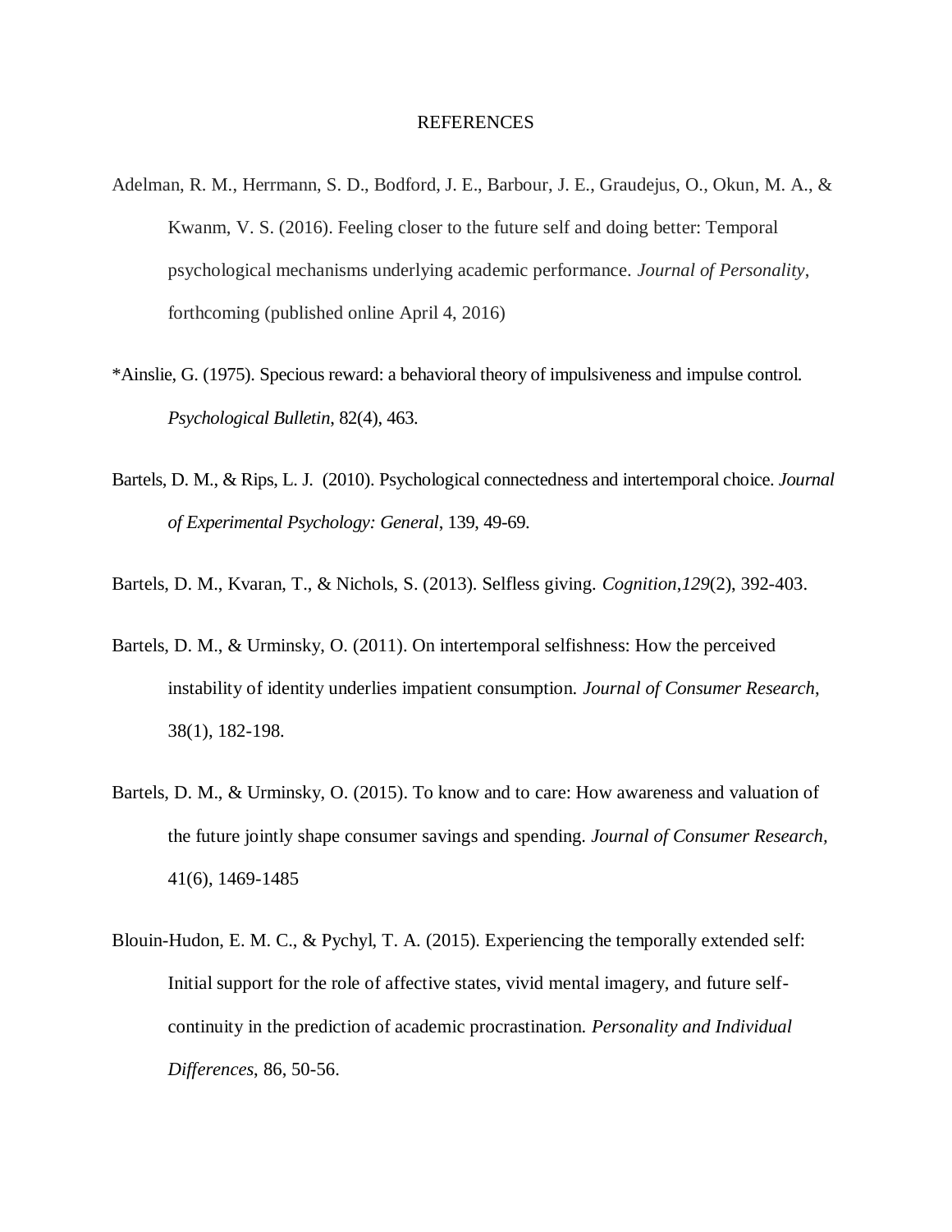# REFERENCES

Adelman, R. M., Herrmann, S. D., Bodford, J. E., Barbour, J. E., Graudejus, O., Okun, M. A., & Kwanm, V. S. (2016). Feeling closer to the future self and doing better: Temporal psychological mechanisms underlying academic performance. *Journal of Personality*, forthcoming (published online April 4, 2016)

*Ainslie, G. (1975). Specious reward: a behavioral theory of impulsiveness and impulse control. *Psychological Bulletin*, 82(4), 463.

Bartels, D. M., & Rips, L. J. (2010). Psychological connectedness and intertemporal choice. *Journal of Experimental Psychology: General*, 139, 49-69.

Bartels, D. M., Kvaran, T., & Nichols, S. (2013). Selfless giving. *Cognition*,*129*(2), 392-403.

Bartels, D. M., & Urminsky, O. (2011). On intertemporal selfishness: How the perceived instability of identity underlies impatient consumption. *Journal of Consumer Research*, 38(1), 182-198.

Bartels, D. M., & Urminsky, O. (2015). To know and to care: How awareness and valuation of the future jointly shape consumer savings and spending. *Journal of Consumer Research*, 41(6), 1469-1485

Blouin-Hudon, E. M. C., & Pychyl, T. A. (2015). Experiencing the temporally extended self: Initial support for the role of affective states, vivid mental imagery, and future self-continuity in the prediction of academic procrastination. *Personality and Individual Differences*, 86, 50-56.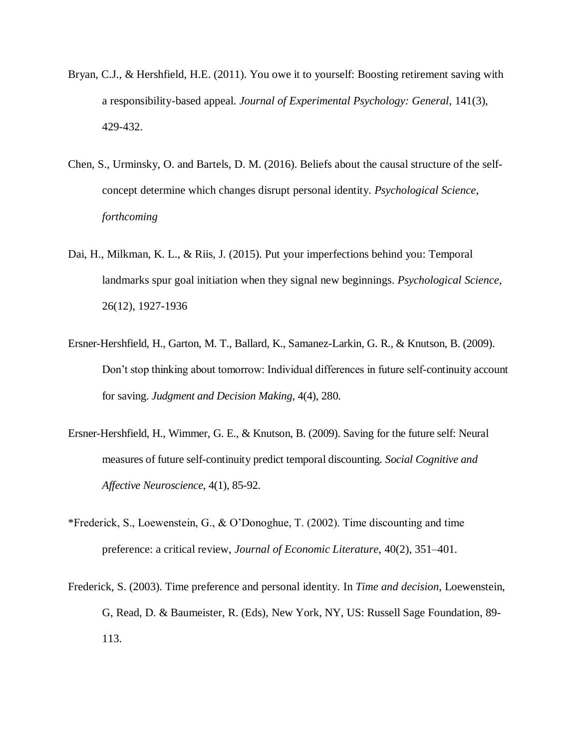Bryan, C.J., & Hershfield, H.E. (2011). You owe it to yourself: Boosting retirement saving with a responsibility-based appeal. *Journal of Experimental Psychology: General*, 141(3), 429-432.

Chen, S., Urminsky, O. and Bartels, D. M. (2016). Beliefs about the causal structure of the self-concept determine which changes disrupt personal identity. *Psychological Science*, *forthcoming*

Dai, H., Milkman, K. L., & Riis, J. (2015). Put your imperfections behind you: Temporal landmarks spur goal initiation when they signal new beginnings. *Psychological Science*, 26(12), 1927-1936

Ersner-Hershfield, H., Garton, M. T., Ballard, K., Samanez-Larkin, G. R., & Knutson, B. (2009). Don't stop thinking about tomorrow: Individual differences in future self-continuity account for saving. *Judgment and Decision Making*, 4(4), 280.

Ersner-Hershfield, H., Wimmer, G. E., & Knutson, B. (2009). Saving for the future self: Neural measures of future self-continuity predict temporal discounting. *Social Cognitive and Affective Neuroscience*, 4(1), 85-92.

*Frederick, S., Loewenstein, G., & O'Donoghue, T. (2002). Time discounting and time preference: a critical review, *Journal of Economic Literature*, 40(2), 351–401.

Frederick, S. (2003). Time preference and personal identity. In *Time and decision*, Loewenstein, G, Read, D. & Baumeister, R. (Eds), New York, NY, US: Russell Sage Foundation, 89-113.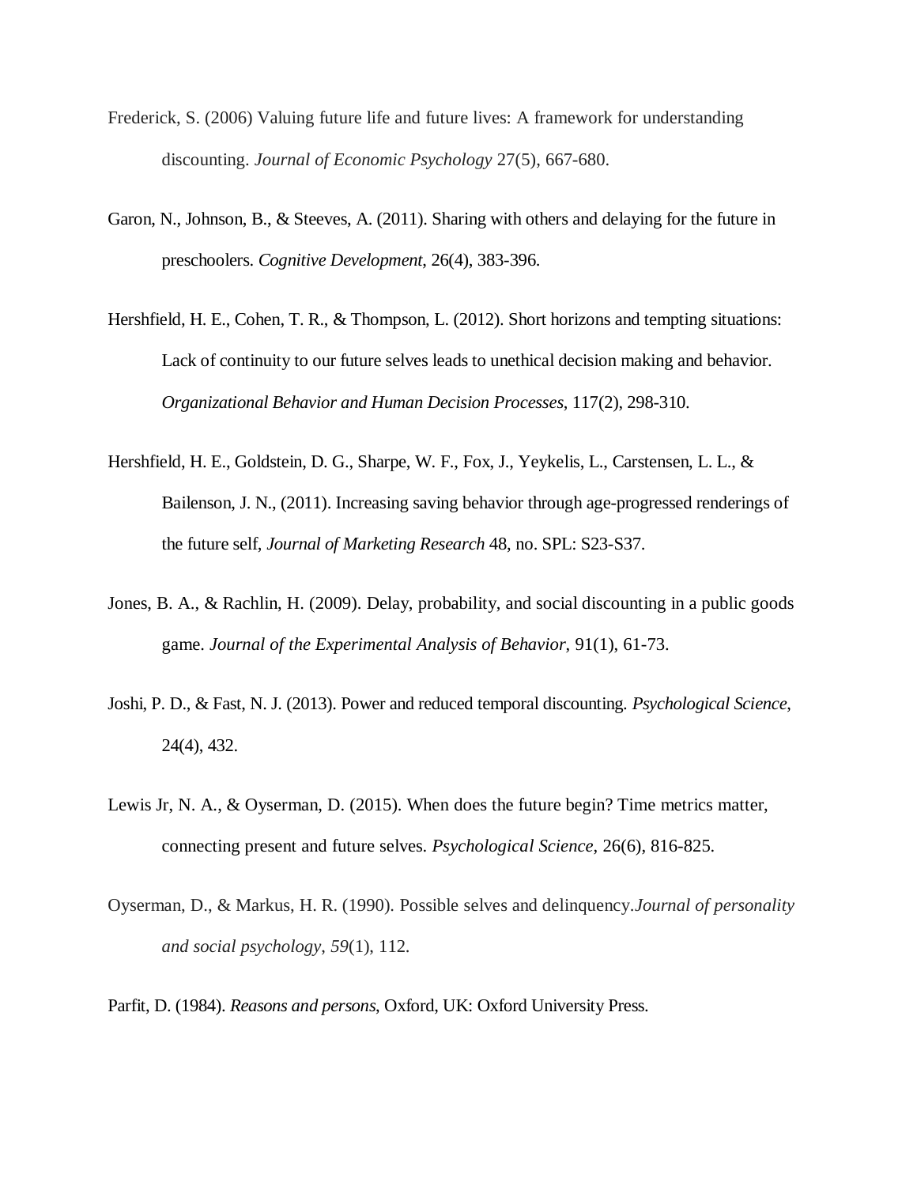Frederick, S. (2006) Valuing future life and future lives: A framework for understanding discounting. *Journal of Economic Psychology* 27(5), 667-680.

Garon, N., Johnson, B., & Steeves, A. (2011). Sharing with others and delaying for the future in preschoolers. *Cognitive Development*, 26(4), 383-396.

Hershfield, H. E., Cohen, T. R., & Thompson, L. (2012). Short horizons and tempting situations: Lack of continuity to our future selves leads to unethical decision making and behavior. *Organizational Behavior and Human Decision Processes*, 117(2), 298-310.

Hershfield, H. E., Goldstein, D. G., Sharpe, W. F., Fox, J., Yeykelis, L., Carstensen, L. L., & Bailenson, J. N., (2011). Increasing saving behavior through age-progressed renderings of the future self, *Journal of Marketing Research* 48, no. SPL: S23-S37.

Jones, B. A., & Rachlin, H. (2009). Delay, probability, and social discounting in a public goods game. *Journal of the Experimental Analysis of Behavior*, 91(1), 61-73.

Joshi, P. D., & Fast, N. J. (2013). Power and reduced temporal discounting. *Psychological Science*, 24(4), 432.

Lewis Jr, N. A., & Oyserman, D. (2015). When does the future begin? Time metrics matter, connecting present and future selves. *Psychological Science*, 26(6), 816-825.

Oyserman, D., & Markus, H. R. (1990). Possible selves and delinquency.*Journal of personality and social psychology*, *59*(1), 112.

Parfit, D. (1984). *Reasons and persons*, Oxford, UK: Oxford University Press.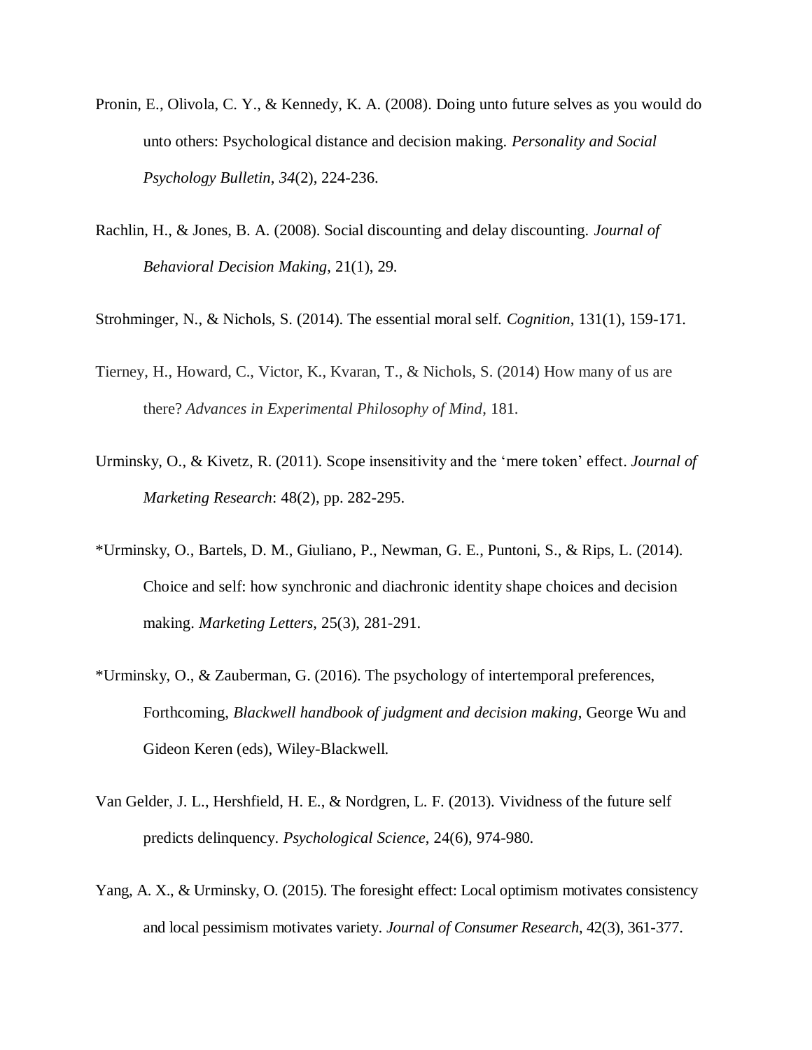Pronin, E., Olivola, C. Y., & Kennedy, K. A. (2008). Doing unto future selves as you would do unto others: Psychological distance and decision making. *Personality and Social Psychology Bulletin*, *34*(2), 224-236.

Rachlin, H., & Jones, B. A. (2008). Social discounting and delay discounting. *Journal of Behavioral Decision Making*, 21(1), 29.

Strohminger, N., & Nichols, S. (2014). The essential moral self. *Cognition*, 131(1), 159-171.

Tierney, H., Howard, C., Victor, K., Kvaran, T., & Nichols, S. (2014) How many of us are there? *Advances in Experimental Philosophy of Mind*, 181.

Urminsky, O., & Kivetz, R. (2011). Scope insensitivity and the 'mere token' effect. *Journal of Marketing Research*: 48(2), pp. 282-295.

*Urminsky, O., Bartels, D. M., Giuliano, P., Newman, G. E., Puntoni, S., & Rips, L. (2014). Choice and self: how synchronic and diachronic identity shape choices and decision making. *Marketing Letters*, 25(3), 281-291.

*Urminsky, O., & Zauberman, G. (2016). The psychology of intertemporal preferences, Forthcoming, *Blackwell handbook of judgment and decision making*, George Wu and Gideon Keren (eds), Wiley-Blackwell.

Van Gelder, J. L., Hershfield, H. E., & Nordgren, L. F. (2013). Vividness of the future self predicts delinquency. *Psychological Science*, 24(6), 974-980.

Yang, A. X., & Urminsky, O. (2015). The foresight effect: Local optimism motivates consistency and local pessimism motivates variety. *Journal of Consumer Research*, 42(3), 361-377.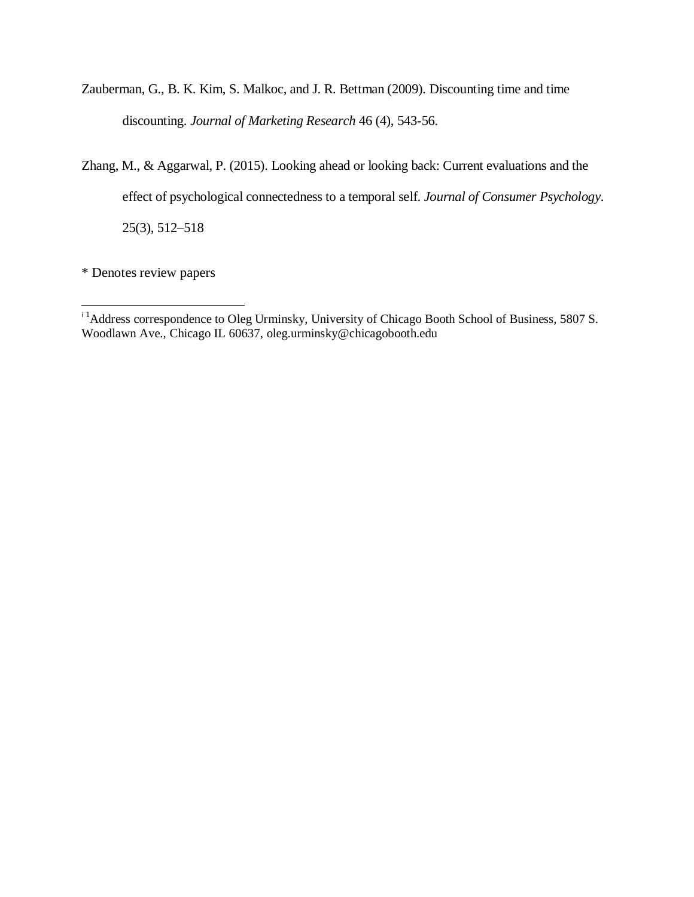Zauberman, G., B. K. Kim, S. Malkoc, and J. R. Bettman (2009). Discounting time and time discounting. *Journal of Marketing Research* 46 (4), 543-56.

Zhang, M., & Aggarwal, P. (2015). Looking ahead or looking back: Current evaluations and the effect of psychological connectedness to a temporal self. *Journal of Consumer Psychology*. 25(3), 512–518

* Denotes review papers

---

[i] [1]Address correspondence to Oleg Urminsky, University of Chicago Booth School of Business, 5807 S. Woodlawn Ave., Chicago IL 60637, oleg.urminsky@chicagobooth.edu